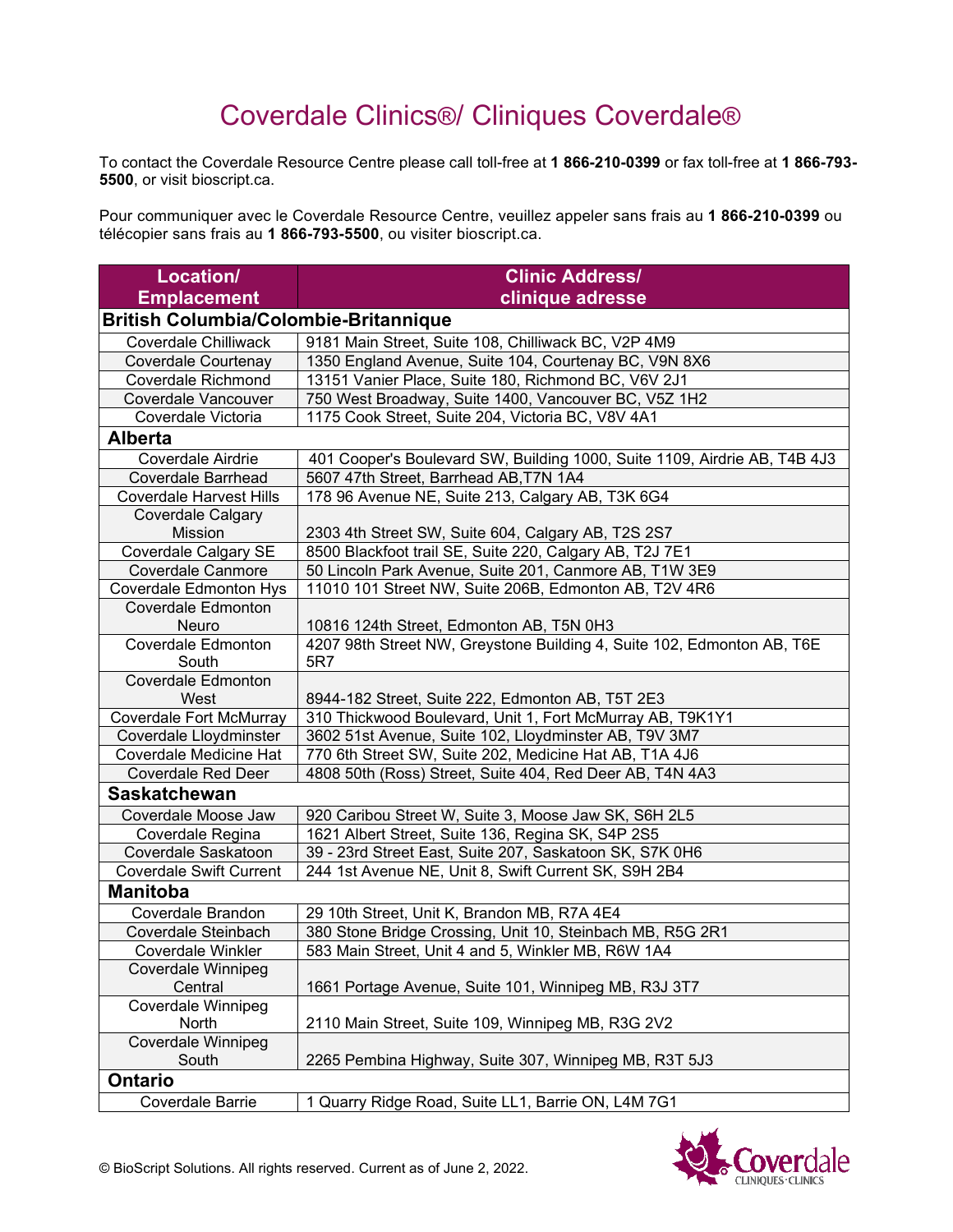# Coverdale Clinics®/ Cliniques Coverdale®

To contact the Coverdale Resource Centre please call toll-free at **1 866-210-0399** or fax toll-free at **1 866-793-5500**, or visit bioscript.ca.

Pour communiquer avec le Coverdale Resource Centre, veuillez appeler sans frais au **1 866-210-0399** ou télécopier sans frais au **1 866-793-5500**, ou visiter bioscript.ca.

| Location/ Emplacement | Clinic Address/ clinique adresse |
|---|---|
| **British Columbia/Colombie-Britannique** | |
| Coverdale Chilliwack | 9181 Main Street, Suite 108, Chilliwack BC, V2P 4M9 |
| Coverdale Courtenay | 1350 England Avenue, Suite 104, Courtenay BC, V9N 8X6 |
| Coverdale Richmond | 13151 Vanier Place, Suite 180, Richmond BC, V6V 2J1 |
| Coverdale Vancouver | 750 West Broadway, Suite 1400, Vancouver BC, V5Z 1H2 |
| Coverdale Victoria | 1175 Cook Street, Suite 204, Victoria BC, V8V 4A1 |
| **Alberta** | |
| Coverdale Airdrie | 401 Cooper's Boulevard SW, Building 1000, Suite 1109, Airdrie AB, T4B 4J3 |
| Coverdale Barrhead | 5607 47th Street, Barrhead AB,T7N 1A4 |
| Coverdale Harvest Hills | 178 96 Avenue NE, Suite 213, Calgary AB, T3K 6G4 |
| Coverdale Calgary Mission | 2303 4th Street SW, Suite 604, Calgary AB, T2S 2S7 |
| Coverdale Calgary SE | 8500 Blackfoot trail SE, Suite 220, Calgary AB, T2J 7E1 |
| Coverdale Canmore | 50 Lincoln Park Avenue, Suite 201, Canmore AB, T1W 3E9 |
| Coverdale Edmonton Hys | 11010 101 Street NW, Suite 206B, Edmonton AB, T2V 4R6 |
| Coverdale Edmonton Neuro | 10816 124th Street, Edmonton AB, T5N 0H3 |
| Coverdale Edmonton South | 4207 98th Street NW, Greystone Building 4, Suite 102, Edmonton AB, T6E 5R7 |
| Coverdale Edmonton West | 8944-182 Street, Suite 222, Edmonton AB, T5T 2E3 |
| Coverdale Fort McMurray | 310 Thickwood Boulevard, Unit 1, Fort McMurray AB, T9K1Y1 |
| Coverdale Lloydminster | 3602 51st Avenue, Suite 102, Lloydminster AB, T9V 3M7 |
| Coverdale Medicine Hat | 770 6th Street SW, Suite 202, Medicine Hat AB, T1A 4J6 |
| Coverdale Red Deer | 4808 50th (Ross) Street, Suite 404, Red Deer AB, T4N 4A3 |
| **Saskatchewan** | |
| Coverdale Moose Jaw | 920 Caribou Street W, Suite 3, Moose Jaw SK, S6H 2L5 |
| Coverdale Regina | 1621 Albert Street, Suite 136, Regina SK, S4P 2S5 |
| Coverdale Saskatoon | 39 - 23rd Street East, Suite 207, Saskatoon SK, S7K 0H6 |
| Coverdale Swift Current | 244 1st Avenue NE, Unit 8, Swift Current SK, S9H 2B4 |
| **Manitoba** | |
| Coverdale Brandon | 29 10th Street, Unit K, Brandon MB, R7A 4E4 |
| Coverdale Steinbach | 380 Stone Bridge Crossing, Unit 10, Steinbach MB, R5G 2R1 |
| Coverdale Winkler | 583 Main Street, Unit 4 and 5, Winkler MB, R6W 1A4 |
| Coverdale Winnipeg Central | 1661 Portage Avenue, Suite 101, Winnipeg MB, R3J 3T7 |
| Coverdale Winnipeg North | 2110 Main Street, Suite 109, Winnipeg MB, R3G 2V2 |
| Coverdale Winnipeg South | 2265 Pembina Highway, Suite 307, Winnipeg MB, R3T 5J3 |
| **Ontario** | |
| Coverdale Barrie | 1 Quarry Ridge Road, Suite LL1, Barrie ON, L4M 7G1 |

© BioScript Solutions. All rights reserved. Current as of June 2, 2022.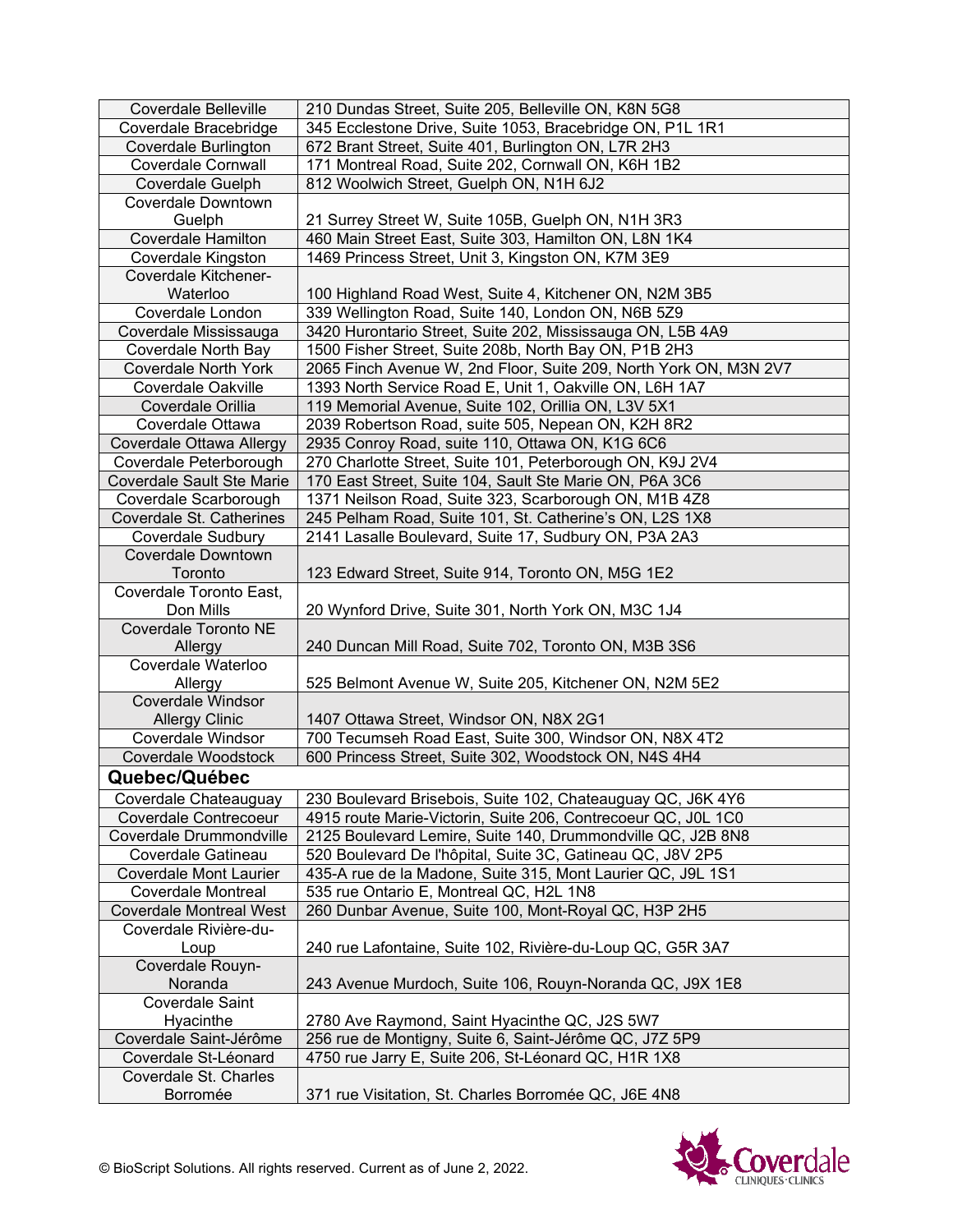| | |
|---|---|
| Coverdale Belleville | 210 Dundas Street, Suite 205, Belleville ON, K8N 5G8 |
| Coverdale Bracebridge | 345 Ecclestone Drive, Suite 1053, Bracebridge ON, P1L 1R1 |
| Coverdale Burlington | 672 Brant Street, Suite 401, Burlington ON, L7R 2H3 |
| Coverdale Cornwall | 171 Montreal Road, Suite 202, Cornwall ON, K6H 1B2 |
| Coverdale Guelph | 812 Woolwich Street, Guelph ON, N1H 6J2 |
| Coverdale Downtown Guelph | 21 Surrey Street W, Suite 105B, Guelph ON, N1H 3R3 |
| Coverdale Hamilton | 460 Main Street East, Suite 303, Hamilton ON, L8N 1K4 |
| Coverdale Kingston | 1469 Princess Street, Unit 3, Kingston ON, K7M 3E9 |
| Coverdale Kitchener-Waterloo | 100 Highland Road West, Suite 4, Kitchener ON, N2M 3B5 |
| Coverdale London | 339 Wellington Road, Suite 140, London ON, N6B 5Z9 |
| Coverdale Mississauga | 3420 Hurontario Street, Suite 202, Mississauga ON, L5B 4A9 |
| Coverdale North Bay | 1500 Fisher Street, Suite 208b, North Bay ON, P1B 2H3 |
| Coverdale North York | 2065 Finch Avenue W, 2nd Floor, Suite 209, North York ON, M3N 2V7 |
| Coverdale Oakville | 1393 North Service Road E, Unit 1, Oakville ON, L6H 1A7 |
| Coverdale Orillia | 119 Memorial Avenue, Suite 102, Orillia ON, L3V 5X1 |
| Coverdale Ottawa | 2039 Robertson Road, suite 505, Nepean ON, K2H 8R2 |
| Coverdale Ottawa Allergy | 2935 Conroy Road, suite 110, Ottawa ON, K1G 6C6 |
| Coverdale Peterborough | 270 Charlotte Street, Suite 101, Peterborough ON, K9J 2V4 |
| Coverdale Sault Ste Marie | 170 East Street, Suite 104, Sault Ste Marie ON, P6A 3C6 |
| Coverdale Scarborough | 1371 Neilson Road, Suite 323, Scarborough ON, M1B 4Z8 |
| Coverdale St. Catherines | 245 Pelham Road, Suite 101, St. Catherine's ON, L2S 1X8 |
| Coverdale Sudbury | 2141 Lasalle Boulevard, Suite 17, Sudbury ON, P3A 2A3 |
| Coverdale Downtown Toronto | 123 Edward Street, Suite 914, Toronto ON, M5G 1E2 |
| Coverdale Toronto East, Don Mills | 20 Wynford Drive, Suite 301, North York ON, M3C 1J4 |
| Coverdale Toronto NE Allergy | 240 Duncan Mill Road, Suite 702, Toronto ON, M3B 3S6 |
| Coverdale Waterloo Allergy | 525 Belmont Avenue W, Suite 205, Kitchener ON, N2M 5E2 |
| Coverdale Windsor Allergy Clinic | 1407 Ottawa Street, Windsor ON, N8X 2G1 |
| Coverdale Windsor | 700 Tecumseh Road East, Suite 300, Windsor ON, N8X 4T2 |
| Coverdale Woodstock | 600 Princess Street, Suite 302, Woodstock ON, N4S 4H4 |
| **Quebec/Québec** | |
| Coverdale Chateauguay | 230 Boulevard Brisebois, Suite 102, Chateauguay QC, J6K 4Y6 |
| Coverdale Contrecoeur | 4915 route Marie-Victorin, Suite 206, Contrecoeur QC, J0L 1C0 |
| Coverdale Drummondville | 2125 Boulevard Lemire, Suite 140, Drummondville QC, J2B 8N8 |
| Coverdale Gatineau | 520 Boulevard De l'hôpital, Suite 3C, Gatineau QC, J8V 2P5 |
| Coverdale Mont Laurier | 435-A rue de la Madone, Suite 315, Mont Laurier QC, J9L 1S1 |
| Coverdale Montreal | 535 rue Ontario E, Montreal QC, H2L 1N8 |
| Coverdale Montreal West | 260 Dunbar Avenue, Suite 100, Mont-Royal QC, H3P 2H5 |
| Coverdale Rivière-du-Loup | 240 rue Lafontaine, Suite 102, Rivière-du-Loup QC, G5R 3A7 |
| Coverdale Rouyn-Noranda | 243 Avenue Murdoch, Suite 106, Rouyn-Noranda QC, J9X 1E8 |
| Coverdale Saint Hyacinthe | 2780 Ave Raymond, Saint Hyacinthe QC, J2S 5W7 |
| Coverdale Saint-Jérôme | 256 rue de Montigny, Suite 6, Saint-Jérôme QC, J7Z 5P9 |
| Coverdale St-Léonard | 4750 rue Jarry E, Suite 206, St-Léonard QC, H1R 1X8 |
| Coverdale St. Charles Borromée | 371 rue Visitation, St. Charles Borromée QC, J6E 4N8 |

© BioScript Solutions. All rights reserved. Current as of June 2, 2022.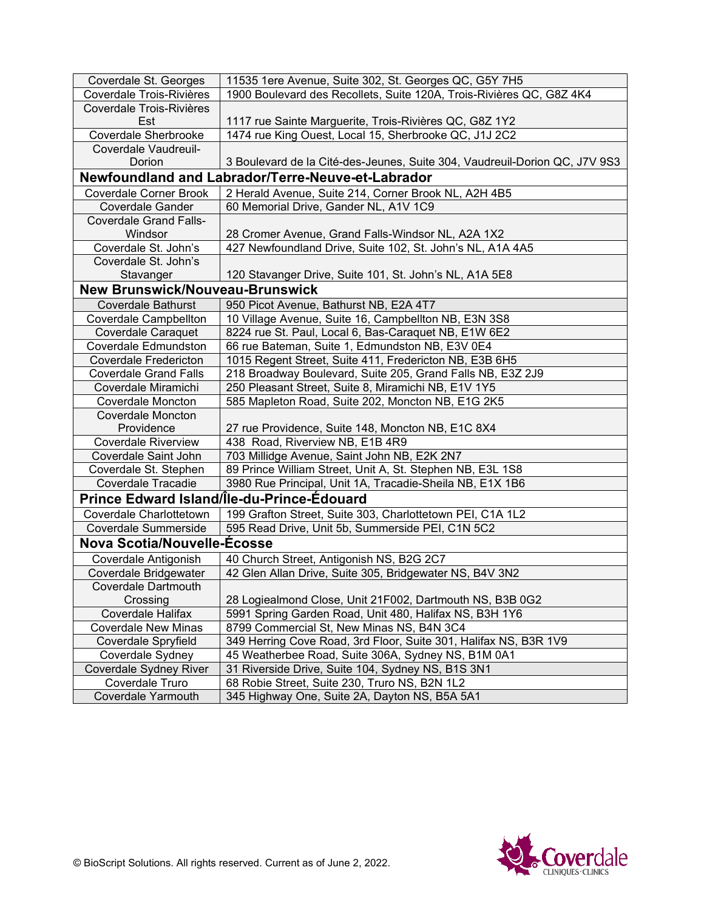| | |
|---|---|
| Coverdale St. Georges | 11535 1ere Avenue, Suite 302, St. Georges QC, G5Y 7H5 |
| Coverdale Trois-Rivières | 1900 Boulevard des Recollets, Suite 120A, Trois-Rivières QC, G8Z 4K4 |
| Coverdale Trois-Rivières Est | 1117 rue Sainte Marguerite, Trois-Rivières QC, G8Z 1Y2 |
| Coverdale Sherbrooke | 1474 rue King Ouest, Local 15, Sherbrooke QC, J1J 2C2 |
| Coverdale Vaudreuil-Dorion | 3 Boulevard de la Cité-des-Jeunes, Suite 304, Vaudreuil-Dorion QC, J7V 9S3 |
| **Newfoundland and Labrador/Terre-Neuve-et-Labrador** | |
| Coverdale Corner Brook | 2 Herald Avenue, Suite 214, Corner Brook NL, A2H 4B5 |
| Coverdale Gander | 60 Memorial Drive, Gander NL, A1V 1C9 |
| Coverdale Grand Falls-Windsor | 28 Cromer Avenue, Grand Falls-Windsor NL, A2A 1X2 |
| Coverdale St. John's | 427 Newfoundland Drive, Suite 102, St. John's NL, A1A 4A5 |
| Coverdale St. John's Stavanger | 120 Stavanger Drive, Suite 101, St. John's NL, A1A 5E8 |
| **New Brunswick/Nouveau-Brunswick** | |
| Coverdale Bathurst | 950 Picot Avenue, Bathurst NB, E2A 4T7 |
| Coverdale Campbellton | 10 Village Avenue, Suite 16, Campbellton NB, E3N 3S8 |
| Coverdale Caraquet | 8224 rue St. Paul, Local 6, Bas-Caraquet NB, E1W 6E2 |
| Coverdale Edmundston | 66 rue Bateman, Suite 1, Edmundston NB, E3V 0E4 |
| Coverdale Fredericton | 1015 Regent Street, Suite 411, Fredericton NB, E3B 6H5 |
| Coverdale Grand Falls | 218 Broadway Boulevard, Suite 205, Grand Falls NB, E3Z 2J9 |
| Coverdale Miramichi | 250 Pleasant Street, Suite 8, Miramichi NB, E1V 1Y5 |
| Coverdale Moncton | 585 Mapleton Road, Suite 202, Moncton NB, E1G 2K5 |
| Coverdale Moncton Providence | 27 rue Providence, Suite 148, Moncton NB, E1C 8X4 |
| Coverdale Riverview | 438 Road, Riverview NB, E1B 4R9 |
| Coverdale Saint John | 703 Millidge Avenue, Saint John NB, E2K 2N7 |
| Coverdale St. Stephen | 89 Prince William Street, Unit A, St. Stephen NB, E3L 1S8 |
| Coverdale Tracadie | 3980 Rue Principal, Unit 1A, Tracadie-Sheila NB, E1X 1B6 |
| **Prince Edward Island/Île-du-Prince-Édouard** | |
| Coverdale Charlottetown | 199 Grafton Street, Suite 303, Charlottetown PEI, C1A 1L2 |
| Coverdale Summerside | 595 Read Drive, Unit 5b, Summerside PEI, C1N 5C2 |
| **Nova Scotia/Nouvelle-Écosse** | |
| Coverdale Antigonish | 40 Church Street, Antigonish NS, B2G 2C7 |
| Coverdale Bridgewater | 42 Glen Allan Drive, Suite 305, Bridgewater NS, B4V 3N2 |
| Coverdale Dartmouth Crossing | 28 Logiealmond Close, Unit 21F002, Dartmouth NS, B3B 0G2 |
| Coverdale Halifax | 5991 Spring Garden Road, Unit 480, Halifax NS, B3H 1Y6 |
| Coverdale New Minas | 8799 Commercial St, New Minas NS, B4N 3C4 |
| Coverdale Spryfield | 349 Herring Cove Road, 3rd Floor, Suite 301, Halifax NS, B3R 1V9 |
| Coverdale Sydney | 45 Weatherbee Road, Suite 306A, Sydney NS, B1M 0A1 |
| Coverdale Sydney River | 31 Riverside Drive, Suite 104, Sydney NS, B1S 3N1 |
| Coverdale Truro | 68 Robie Street, Suite 230, Truro NS, B2N 1L2 |
| Coverdale Yarmouth | 345 Highway One, Suite 2A, Dayton NS, B5A 5A1 |

© BioScript Solutions. All rights reserved. Current as of June 2, 2022.

Coverdale CLINIQUES·CLINICS